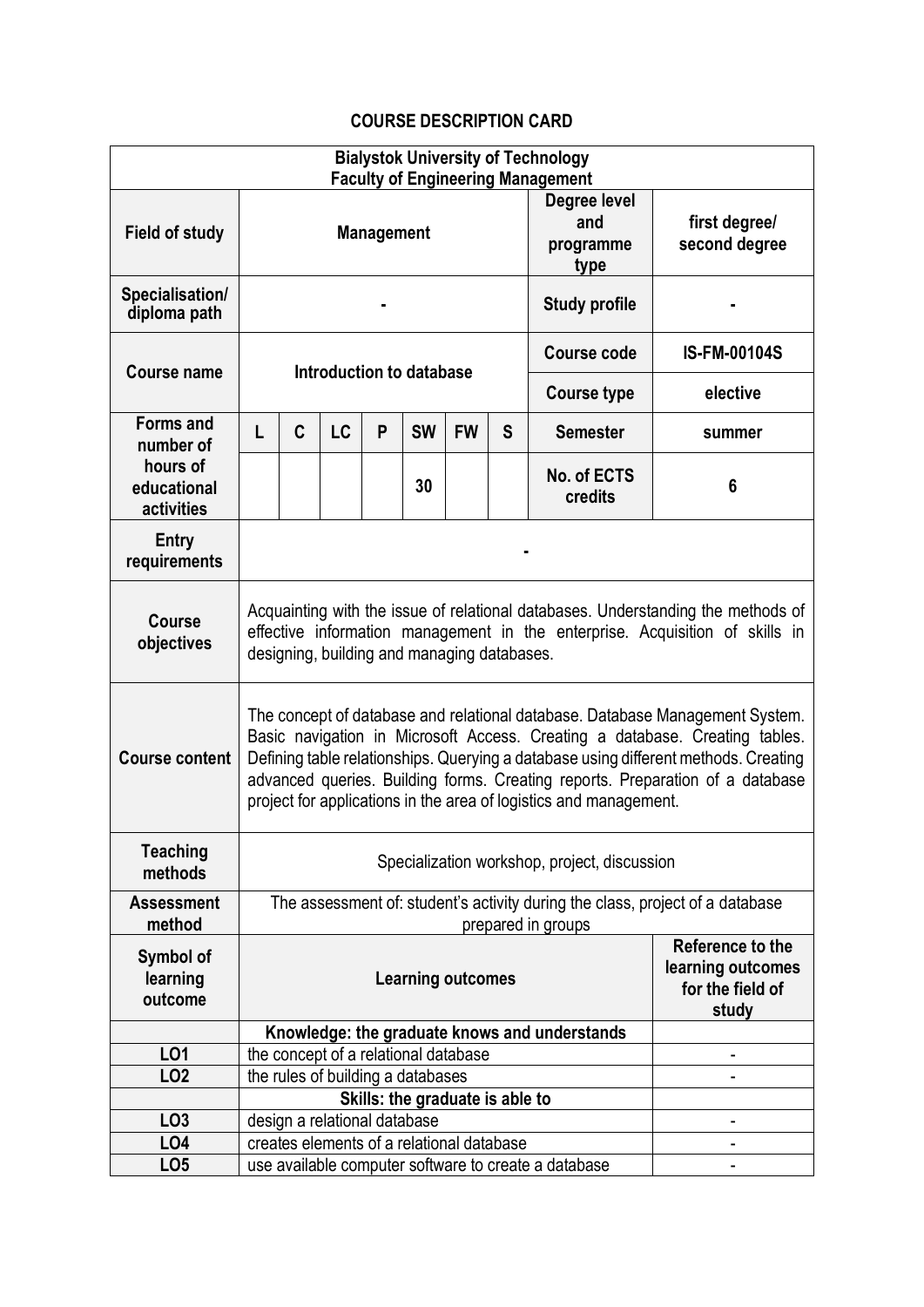# COURSE DESCRIPTION CARD

| **Bialystok University of Technology<br>Faculty of Engineering Management** | | | | | | | | | |
|---|---|---|---|---|---|---|---|---|---|
| **Field of study** | **Management** | | | | | | | **Degree level and programme type** | **first degree/ second degree** |
| **Specialisation/ diploma path** | **-** | | | | | | | **Study profile** | **-** |
| **Course name** | **Introduction to database** | | | | | | | **Course code** | **IS-FM-00104S** |
| | | | | | | | | **Course type** | **elective** |
| **Forms and number of hours of educational activities** | **L** | **C** | **LC** | **P** | **SW** | **FW** | **S** | **Semester** | **summer** |
| | | | | | **30** | | | **No. of ECTS credits** | **6** |
| **Entry requirements** | **-** | | | | | | | | |
| **Course objectives** | Acquainting with the issue of relational databases. Understanding the methods of effective information management in the enterprise. Acquisition of skills in designing, building and managing databases. | | | | | | | | |
| **Course content** | The concept of database and relational database. Database Management System. Basic navigation in Microsoft Access. Creating a database. Creating tables. Defining table relationships. Querying a database using different methods. Creating advanced queries. Building forms. Creating reports. Preparation of a database project for applications in the area of logistics and management. | | | | | | | | |
| **Teaching methods** | Specialization workshop, project, discussion | | | | | | | | |
| **Assessment method** | The assessment of: student's activity during the class, project of a database prepared in groups | | | | | | | | |
| **Symbol of learning outcome** | **Learning outcomes** | | | | | | | | **Reference to the learning outcomes for the field of study** |
| | **Knowledge: the graduate knows and understands** | | | | | | | | |
| **LO1** | the concept of a relational database | | | | | | | | - |
| **LO2** | the rules of building a databases | | | | | | | | - |
| | **Skills: the graduate is able to** | | | | | | | | |
| **LO3** | design a relational database | | | | | | | | - |
| **LO4** | creates elements of a relational database | | | | | | | | - |
| **LO5** | use available computer software to create a database | | | | | | | | - |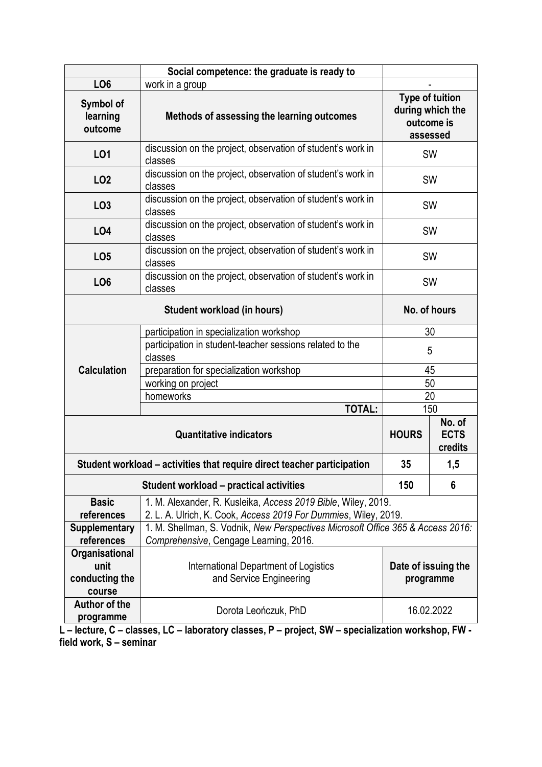| | Social competence: the graduate is ready to | | |
|---|---|---|---|
| **LO6** | work in a group | - | |
| **Symbol of learning outcome** | **Methods of assessing the learning outcomes** | **Type of tuition during which the outcome is assessed** | |
| **LO1** | discussion on the project, observation of student's work in classes | SW | |
| **LO2** | discussion on the project, observation of student's work in classes | SW | |
| **LO3** | discussion on the project, observation of student's work in classes | SW | |
| **LO4** | discussion on the project, observation of student's work in classes | SW | |
| **LO5** | discussion on the project, observation of student's work in classes | SW | |
| **LO6** | discussion on the project, observation of student's work in classes | SW | |
| **Student workload (in hours)** | | **No. of hours** | |
| **Calculation** | participation in specialization workshop | 30 | |
| | participation in student-teacher sessions related to the classes | 5 | |
| | preparation for specialization workshop | 45 | |
| | working on project | 50 | |
| | homeworks | 20 | |
| | **TOTAL:** | 150 | |
| **Quantitative indicators** | | **HOURS** | **No. of ECTS credits** |
| **Student workload – activities that require direct teacher participation** | | **35** | **1,5** |
| **Student workload – practical activities** | | **150** | **6** |
| **Basic references** | 1. M. Alexander, R. Kusleika, *Access 2019 Bible*, Wiley, 2019.<br>2. L. A. Ulrich, K. Cook, *Access 2019 For Dummies*, Wiley, 2019. | | |
| **Supplementary references** | 1. M. Shellman, S. Vodnik, *New Perspectives Microsoft Office 365 & Access 2016: Comprehensive*, Cengage Learning, 2016. | | |
| **Organisational unit conducting the course** | International Department of Logistics and Service Engineering | **Date of issuing the programme** | |
| **Author of the programme** | Dorota Leończuk, PhD | 16.02.2022 | |

**L – lecture, C – classes, LC – laboratory classes, P – project, SW – specialization workshop, FW - field work, S – seminar**